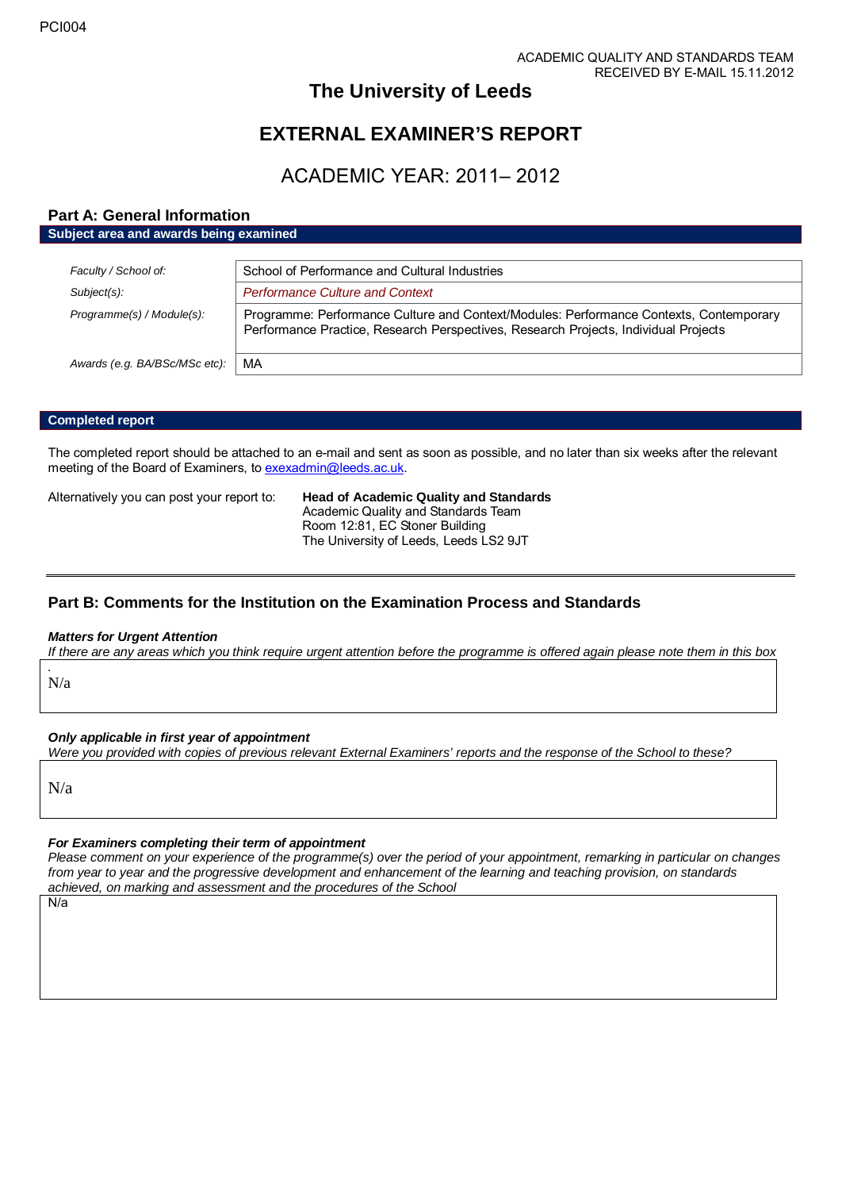PCI004

ACADEMIC QUALITY AND STANDARDS TEAM
RECEIVED BY E-MAIL 15.11.2012

# The University of Leeds

# EXTERNAL EXAMINER'S REPORT

## ACADEMIC YEAR: 2011– 2012

### Part A: General Information

**Subject area and awards being examined**

| | |
|---|---|
| *Faculty / School of:* | School of Performance and Cultural Industries |
| *Subject(s):* | *Performance Culture and Context* |
| *Programme(s) / Module(s):* | Programme: Performance Culture and Context/Modules: Performance Contexts, Contemporary Performance Practice, Research Perspectives, Research Projects, Individual Projects |
| *Awards (e.g. BA/BSc/MSc etc):* | MA |

**Completed report**

The completed report should be attached to an e-mail and sent as soon as possible, and no later than six weeks after the relevant meeting of the Board of Examiners, to exexadmin@leeds.ac.uk.

Alternatively you can post your report to:

**Head of Academic Quality and Standards**
Academic Quality and Standards Team
Room 12:81, EC Stoner Building
The University of Leeds, Leeds LS2 9JT

### Part B: Comments for the Institution on the Examination Process and Standards

***Matters for Urgent Attention***

*If there are any areas which you think require urgent attention before the programme is offered again please note them in this box*

N/a

***Only applicable in first year of appointment***

*Were you provided with copies of previous relevant External Examiners' reports and the response of the School to these?*

N/a

***For Examiners completing their term of appointment***

*Please comment on your experience of the programme(s) over the period of your appointment, remarking in particular on changes from year to year and the progressive development and enhancement of the learning and teaching provision, on standards achieved, on marking and assessment and the procedures of the School*

N/a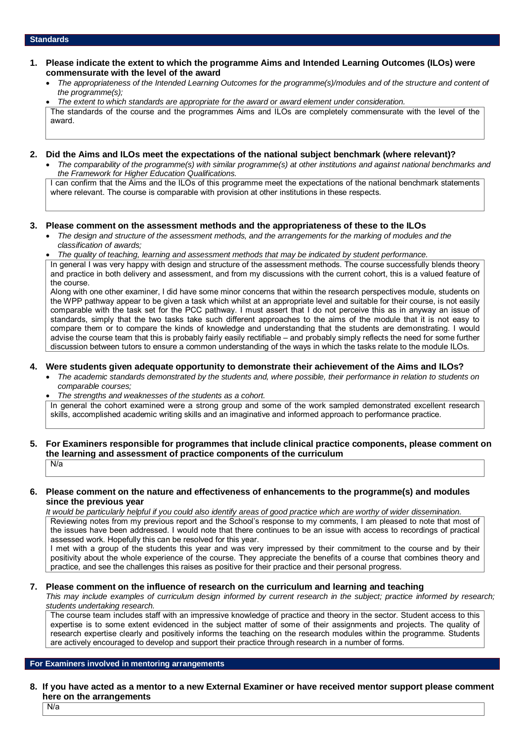## Standards

**1. Please indicate the extent to which the programme Aims and Intended Learning Outcomes (ILOs) were commensurate with the level of the award**

- *The appropriateness of the Intended Learning Outcomes for the programme(s)/modules and of the structure and content of the programme(s);*
- *The extent to which standards are appropriate for the award or award element under consideration.*

The standards of the course and the programmes Aims and ILOs are completely commensurate with the level of the award.

**2. Did the Aims and ILOs meet the expectations of the national subject benchmark (where relevant)?**

- *The comparability of the programme(s) with similar programme(s) at other institutions and against national benchmarks and the Framework for Higher Education Qualifications.*

I can confirm that the Aims and the ILOs of this programme meet the expectations of the national benchmark statements where relevant. The course is comparable with provision at other institutions in these respects.

**3. Please comment on the assessment methods and the appropriateness of these to the ILOs**

- *The design and structure of the assessment methods, and the arrangements for the marking of modules and the classification of awards;*
- *The quality of teaching, learning and assessment methods that may be indicated by student performance.*

In general I was very happy with design and structure of the assessment methods. The course successfully blends theory and practice in both delivery and assessment, and from my discussions with the current cohort, this is a valued feature of the course.

Along with one other examiner, I did have some minor concerns that within the research perspectives module, students on the WPP pathway appear to be given a task which whilst at an appropriate level and suitable for their course, is not easily comparable with the task set for the PCC pathway. I must assert that I do not perceive this as in anyway an issue of standards, simply that the two tasks take such different approaches to the aims of the module that it is not easy to compare them or to compare the kinds of knowledge and understanding that the students are demonstrating. I would advise the course team that this is probably fairly easily rectifiable – and probably simply reflects the need for some further discussion between tutors to ensure a common understanding of the ways in which the tasks relate to the module ILOs.

**4. Were students given adequate opportunity to demonstrate their achievement of the Aims and ILOs?**

- *The academic standards demonstrated by the students and, where possible, their performance in relation to students on comparable courses;*
- *The strengths and weaknesses of the students as a cohort.*

In general the cohort examined were a strong group and some of the work sampled demonstrated excellent research skills, accomplished academic writing skills and an imaginative and informed approach to performance practice.

**5. For Examiners responsible for programmes that include clinical practice components, please comment on the learning and assessment of practice components of the curriculum**

N/a

**6. Please comment on the nature and effectiveness of enhancements to the programme(s) and modules since the previous year**

*It would be particularly helpful if you could also identify areas of good practice which are worthy of wider dissemination.*

Reviewing notes from my previous report and the School's response to my comments, I am pleased to note that most of the issues have been addressed. I would note that there continues to be an issue with access to recordings of practical assessed work. Hopefully this can be resolved for this year.

I met with a group of the students this year and was very impressed by their commitment to the course and by their positivity about the whole experience of the course. They appreciate the benefits of a course that combines theory and practice, and see the challenges this raises as positive for their practice and their personal progress.

**7. Please comment on the influence of research on the curriculum and learning and teaching**

*This may include examples of curriculum design informed by current research in the subject; practice informed by research; students undertaking research.*

The course team includes staff with an impressive knowledge of practice and theory in the sector. Student access to this expertise is to some extent evidenced in the subject matter of some of their assignments and projects. The quality of research expertise clearly and positively informs the teaching on the research modules within the programme. Students are actively encouraged to develop and support their practice through research in a number of forms.

## For Examiners involved in mentoring arrangements

**8. If you have acted as a mentor to a new External Examiner or have received mentor support please comment here on the arrangements**

N/a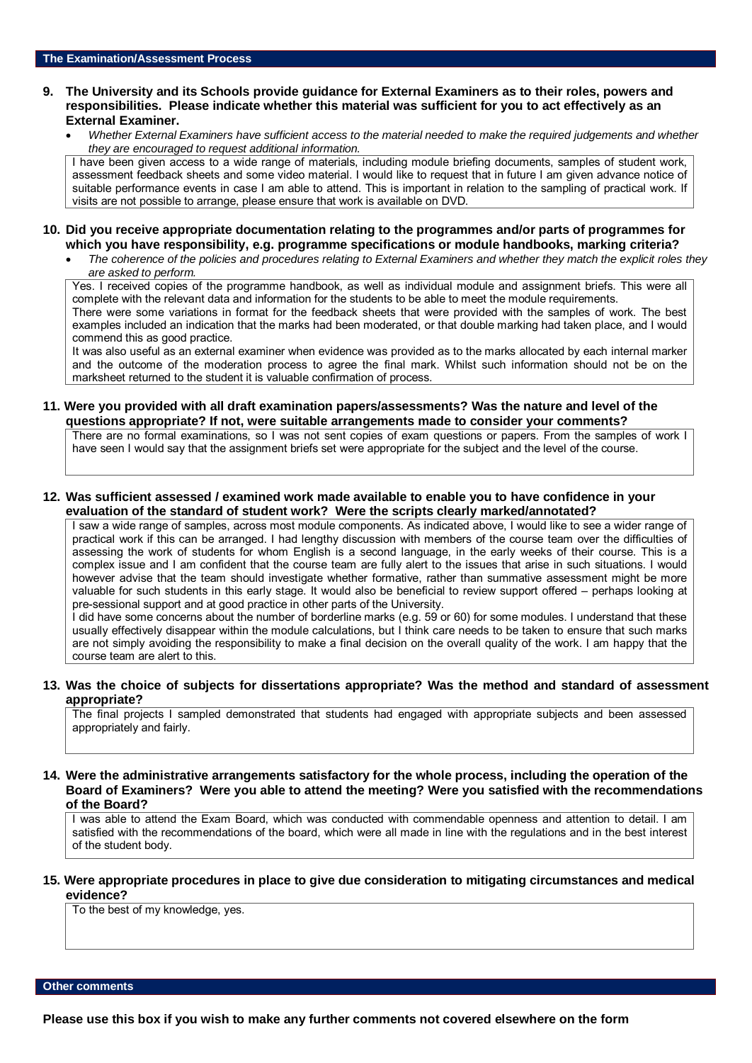## The Examination/Assessment Process

**9. The University and its Schools provide guidance for External Examiners as to their roles, powers and responsibilities. Please indicate whether this material was sufficient for you to act effectively as an External Examiner.**

- *Whether External Examiners have sufficient access to the material needed to make the required judgements and whether they are encouraged to request additional information.*

I have been given access to a wide range of materials, including module briefing documents, samples of student work, assessment feedback sheets and some video material. I would like to request that in future I am given advance notice of suitable performance events in case I am able to attend. This is important in relation to the sampling of practical work. If visits are not possible to arrange, please ensure that work is available on DVD.

**10. Did you receive appropriate documentation relating to the programmes and/or parts of programmes for which you have responsibility, e.g. programme specifications or module handbooks, marking criteria?**

- *The coherence of the policies and procedures relating to External Examiners and whether they match the explicit roles they are asked to perform.*

Yes. I received copies of the programme handbook, as well as individual module and assignment briefs. This were all complete with the relevant data and information for the students to be able to meet the module requirements.

There were some variations in format for the feedback sheets that were provided with the samples of work. The best examples included an indication that the marks had been moderated, or that double marking had taken place, and I would commend this as good practice.

It was also useful as an external examiner when evidence was provided as to the marks allocated by each internal marker and the outcome of the moderation process to agree the final mark. Whilst such information should not be on the marksheet returned to the student it is valuable confirmation of process.

**11. Were you provided with all draft examination papers/assessments? Was the nature and level of the questions appropriate? If not, were suitable arrangements made to consider your comments?**

There are no formal examinations, so I was not sent copies of exam questions or papers. From the samples of work I have seen I would say that the assignment briefs set were appropriate for the subject and the level of the course.

**12. Was sufficient assessed / examined work made available to enable you to have confidence in your evaluation of the standard of student work? Were the scripts clearly marked/annotated?**

I saw a wide range of samples, across most module components. As indicated above, I would like to see a wider range of practical work if this can be arranged. I had lengthy discussion with members of the course team over the difficulties of assessing the work of students for whom English is a second language, in the early weeks of their course. This is a complex issue and I am confident that the course team are fully alert to the issues that arise in such situations. I would however advise that the team should investigate whether formative, rather than summative assessment might be more valuable for such students in this early stage. It would also be beneficial to review support offered – perhaps looking at pre-sessional support and at good practice in other parts of the University.

I did have some concerns about the number of borderline marks (e.g. 59 or 60) for some modules. I understand that these usually effectively disappear within the module calculations, but I think care needs to be taken to ensure that such marks are not simply avoiding the responsibility to make a final decision on the overall quality of the work. I am happy that the course team are alert to this.

**13. Was the choice of subjects for dissertations appropriate? Was the method and standard of assessment appropriate?**

The final projects I sampled demonstrated that students had engaged with appropriate subjects and been assessed appropriately and fairly.

**14. Were the administrative arrangements satisfactory for the whole process, including the operation of the Board of Examiners? Were you able to attend the meeting? Were you satisfied with the recommendations of the Board?**

I was able to attend the Exam Board, which was conducted with commendable openness and attention to detail. I am satisfied with the recommendations of the board, which were all made in line with the regulations and in the best interest of the student body.

**15. Were appropriate procedures in place to give due consideration to mitigating circumstances and medical evidence?**

To the best of my knowledge, yes.

## Other comments

**Please use this box if you wish to make any further comments not covered elsewhere on the form**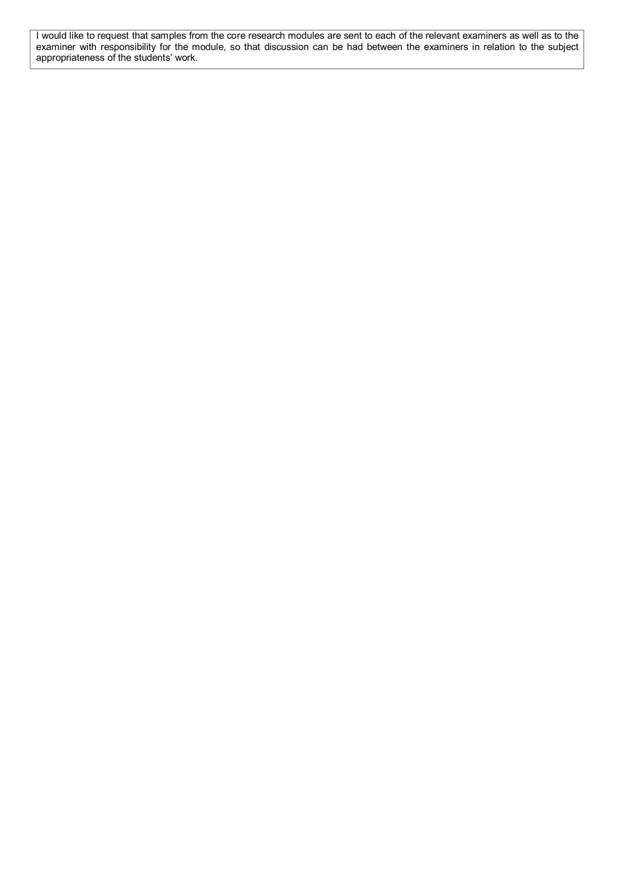I would like to request that samples from the core research modules are sent to each of the relevant examiners as well as to the examiner with responsibility for the module, so that discussion can be had between the examiners in relation to the subject appropriateness of the students' work.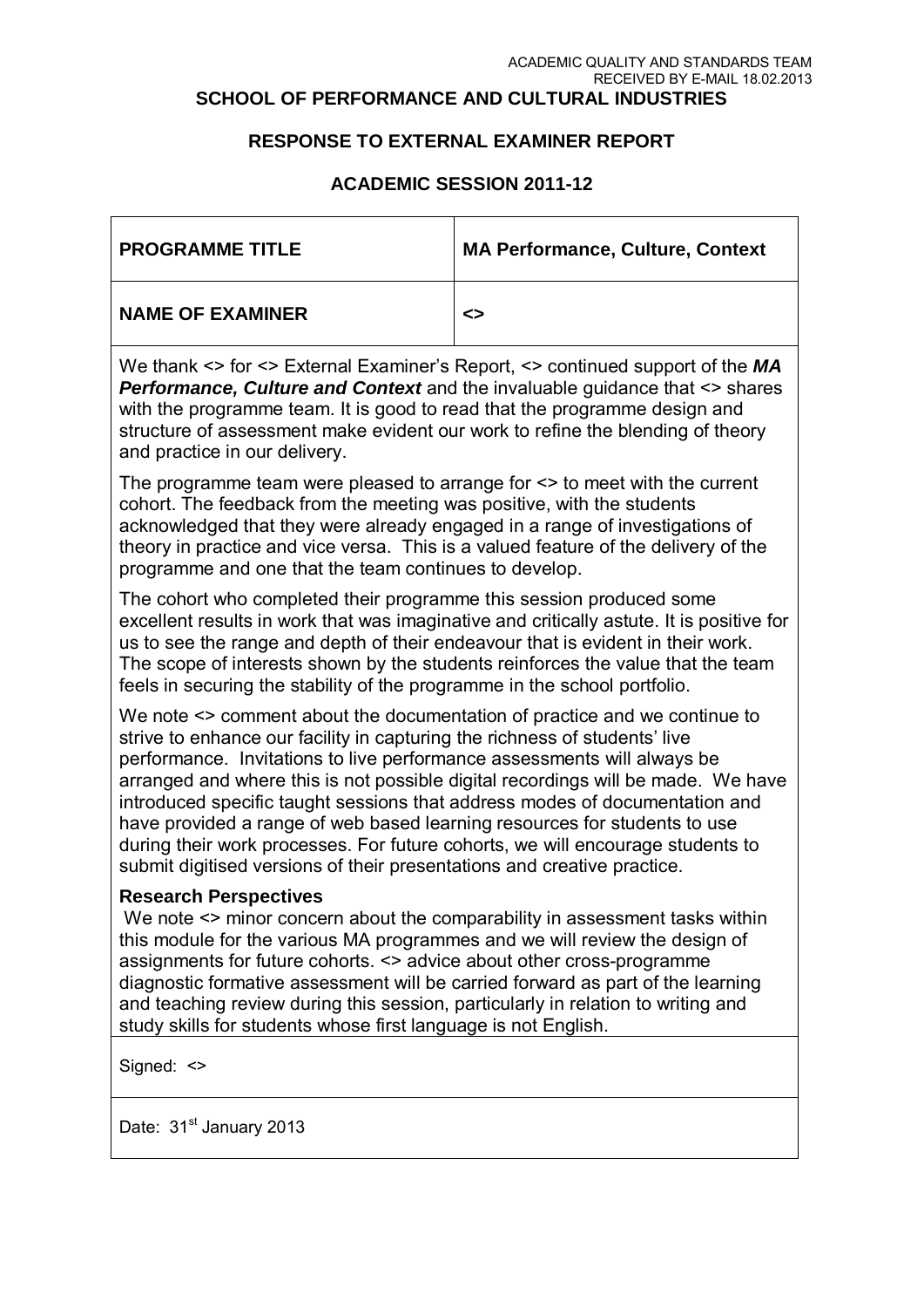ACADEMIC QUALITY AND STANDARDS TEAM
RECEIVED BY E-MAIL 18.02.2013

**SCHOOL OF PERFORMANCE AND CULTURAL INDUSTRIES**

**RESPONSE TO EXTERNAL EXAMINER REPORT**

**ACADEMIC SESSION 2011-12**

| | |
|---|---|
| **PROGRAMME TITLE** | **MA Performance, Culture, Context** |
| **NAME OF EXAMINER** | **<>** |

We thank <> for <> External Examiner's Report, <> continued support of the ***MA Performance, Culture and Context*** and the invaluable guidance that <> shares with the programme team. It is good to read that the programme design and structure of assessment make evident our work to refine the blending of theory and practice in our delivery.

The programme team were pleased to arrange for <> to meet with the current cohort. The feedback from the meeting was positive, with the students acknowledged that they were already engaged in a range of investigations of theory in practice and vice versa. This is a valued feature of the delivery of the programme and one that the team continues to develop.

The cohort who completed their programme this session produced some excellent results in work that was imaginative and critically astute. It is positive for us to see the range and depth of their endeavour that is evident in their work. The scope of interests shown by the students reinforces the value that the team feels in securing the stability of the programme in the school portfolio.

We note <> comment about the documentation of practice and we continue to strive to enhance our facility in capturing the richness of students' live performance. Invitations to live performance assessments will always be arranged and where this is not possible digital recordings will be made. We have introduced specific taught sessions that address modes of documentation and have provided a range of web based learning resources for students to use during their work processes. For future cohorts, we will encourage students to submit digitised versions of their presentations and creative practice.

**Research Perspectives**

We note <> minor concern about the comparability in assessment tasks within this module for the various MA programmes and we will review the design of assignments for future cohorts. <> advice about other cross-programme diagnostic formative assessment will be carried forward as part of the learning and teaching review during this session, particularly in relation to writing and study skills for students whose first language is not English.

Signed: <>

Date: 31st January 2013